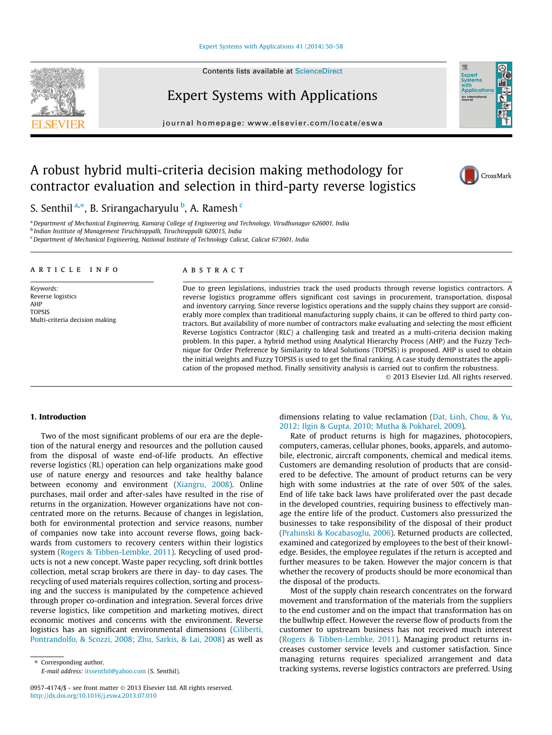# A robust hybrid multi-criteria decision making methodology for contractor evaluation and selection in third-party reverse logistics

S. Senthil [a,*], B. Srirangacharyulu [b], A. Ramesh [c]

[a] Department of Mechanical Engineering, Kamaraj College of Engineering and Technology, Virudhunagar 626001, India
[b] Indian Institute of Management Tiruchirappalli, Tiruchirappalli 620015, India
[c] Department of Mechanical Engineering, National Institute of Technology Calicut, Calicut 673601, India

## ARTICLE INFO

*Keywords:*
Reverse logistics
AHP
TOPSIS
Multi-criteria decision making

## ABSTRACT

Due to green legislations, industries track the used products through reverse logistics contractors. A reverse logistics programme offers significant cost savings in procurement, transportation, disposal and inventory carrying. Since reverse logistics operations and the supply chains they support are considerably more complex than traditional manufacturing supply chains, it can be offered to third party contractors. But availability of more number of contractors make evaluating and selecting the most efficient Reverse Logistics Contractor (RLC) a challenging task and treated as a multi-criteria decision making problem. In this paper, a hybrid method using Analytical Hierarchy Process (AHP) and the Fuzzy Technique for Order Preference by Similarity to Ideal Solutions (TOPSIS) is proposed. AHP is used to obtain the initial weights and Fuzzy TOPSIS is used to get the final ranking. A case study demonstrates the application of the proposed method. Finally sensitivity analysis is carried out to confirm the robustness.

© 2013 Elsevier Ltd. All rights reserved.

## 1. Introduction

Two of the most significant problems of our era are the depletion of the natural energy and resources and the pollution caused from the disposal of waste end-of-life products. An effective reverse logistics (RL) operation can help organizations make good use of nature energy and resources and take healthy balance between economy and environment (Xiangru, 2008). Online purchases, mail order and after-sales have resulted in the rise of returns in the organization. However organizations have not concentrated more on the returns. Because of changes in legislation, both for environmental protection and service reasons, number of companies now take into account reverse flows, going backwards from customers to recovery centers within their logistics system (Rogers & Tibben-Lembke, 2011). Recycling of used products is not a new concept. Waste paper recycling, soft drink bottles collection, metal scrap brokers are there in day- to day cases. The recycling of used materials requires collection, sorting and processing and the success is manipulated by the competence achieved through proper co-ordination and integration. Several forces drive reverse logistics, like competition and marketing motives, direct economic motives and concerns with the environment. Reverse logistics has an significant environmental dimensions (Ciliberti, Pontrandolfo, & Scozzi, 2008; Zhu, Sarkis, & Lai, 2008) as well as dimensions relating to value reclamation (Dat, Linh, Chou, & Yu, 2012; Ilgin & Gupta, 2010; Mutha & Pokharel, 2009).

Rate of product returns is high for magazines, photocopiers, computers, cameras, cellular phones, books, apparels, and automobile, electronic, aircraft components, chemical and medical items. Customers are demanding resolution of products that are considered to be defective. The amount of product returns can be very high with some industries at the rate of over 50% of the sales. End of life take back laws have proliferated over the past decade in the developed countries, requiring business to effectively manage the entire life of the product. Customers also pressurized the businesses to take responsibility of the disposal of their product (Prahinski & Kocabasoglu, 2006). Returned products are collected, examined and categorized by employees to the best of their knowledge. Besides, the employee regulates if the return is accepted and further measures to be taken. However the major concern is that whether the recovery of products should be more economical than the disposal of the products.

Most of the supply chain research concentrates on the forward movement and transformation of the materials from the suppliers to the end customer and on the impact that transformation has on the bullwhip effect. However the reverse flow of products from the customer to upstream business has not received much interest (Rogers & Tibben-Lembke, 2011). Managing product returns increases customer service levels and customer satisfaction. Since managing returns requires specialized arrangement and data tracking systems, reverse logistics contractors are preferred. Using

* Corresponding author.
*E-mail address:* itssenthil@yahoo.com (S. Senthil).

0957-4174/$ - see front matter © 2013 Elsevier Ltd. All rights reserved.
http://dx.doi.org/10.1016/j.eswa.2013.07.010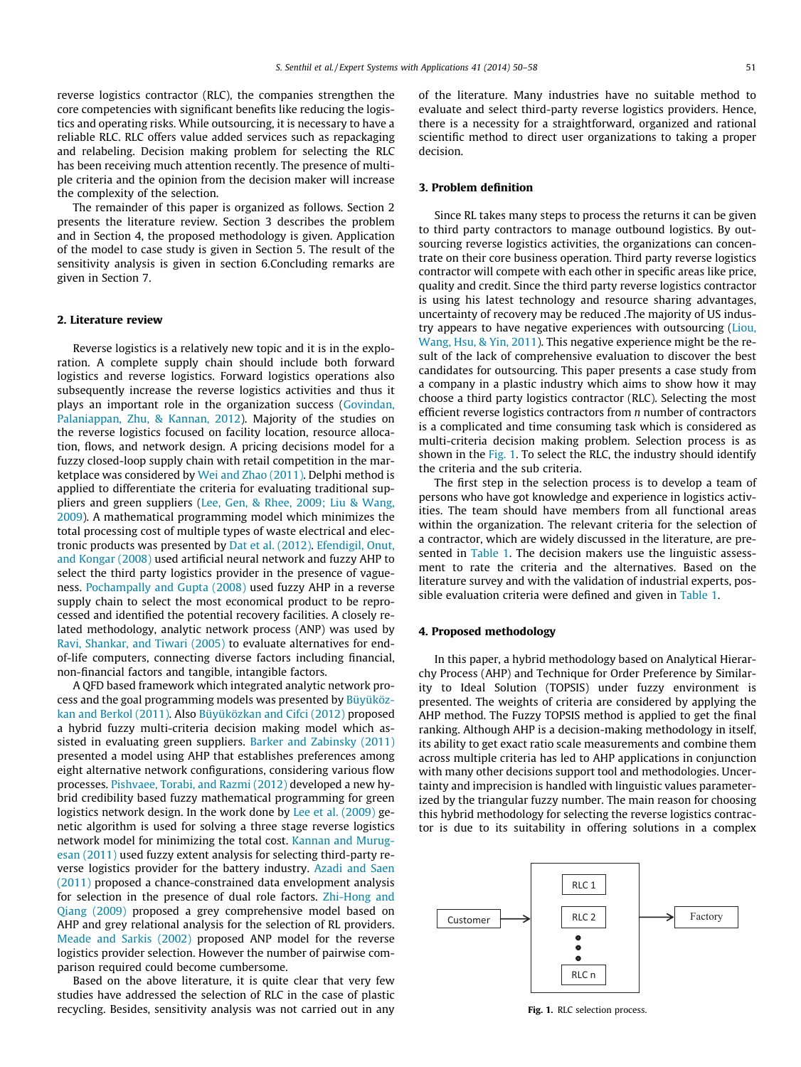reverse logistics contractor (RLC), the companies strengthen the core competencies with significant benefits like reducing the logistics and operating risks. While outsourcing, it is necessary to have a reliable RLC. RLC offers value added services such as repackaging and relabeling. Decision making problem for selecting the RLC has been receiving much attention recently. The presence of multiple criteria and the opinion from the decision maker will increase the complexity of the selection.

The remainder of this paper is organized as follows. Section 2 presents the literature review. Section 3 describes the problem and in Section 4, the proposed methodology is given. Application of the model to case study is given in Section 5. The result of the sensitivity analysis is given in section 6.Concluding remarks are given in Section 7.

## 2. Literature review

Reverse logistics is a relatively new topic and it is in the exploration. A complete supply chain should include both forward logistics and reverse logistics. Forward logistics operations also subsequently increase the reverse logistics activities and thus it plays an important role in the organization success (Govindan, Palaniappan, Zhu, & Kannan, 2012). Majority of the studies on the reverse logistics focused on facility location, resource allocation, flows, and network design. A pricing decisions model for a fuzzy closed-loop supply chain with retail competition in the marketplace was considered by Wei and Zhao (2011). Delphi method is applied to differentiate the criteria for evaluating traditional suppliers and green suppliers (Lee, Gen, & Rhee, 2009; Liu & Wang, 2009). A mathematical programming model which minimizes the total processing cost of multiple types of waste electrical and electronic products was presented by Dat et al. (2012). Efendigil, Onut, and Kongar (2008) used artificial neural network and fuzzy AHP to select the third party logistics provider in the presence of vagueness. Pochampally and Gupta (2008) used fuzzy AHP in a reverse supply chain to select the most economical product to be reprocessed and identified the potential recovery facilities. A closely related methodology, analytic network process (ANP) was used by Ravi, Shankar, and Tiwari (2005) to evaluate alternatives for end-of-life computers, connecting diverse factors including financial, non-financial factors and tangible, intangible factors.

A QFD based framework which integrated analytic network process and the goal programming models was presented by Büyüközkan and Berkol (2011). Also Büyüközkan and Cifci (2012) proposed a hybrid fuzzy multi-criteria decision making model which assisted in evaluating green suppliers. Barker and Zabinsky (2011) presented a model using AHP that establishes preferences among eight alternative network configurations, considering various flow processes. Pishvaee, Torabi, and Razmi (2012) developed a new hybrid credibility based fuzzy mathematical programming for green logistics network design. In the work done by Lee et al. (2009) genetic algorithm is used for solving a three stage reverse logistics network model for minimizing the total cost. Kannan and Murugesan (2011) used fuzzy extent analysis for selecting third-party reverse logistics provider for the battery industry. Azadi and Saen (2011) proposed a chance-constrained data envelopment analysis for selection in the presence of dual role factors. Zhi-Hong and Qiang (2009) proposed a grey comprehensive model based on AHP and grey relational analysis for the selection of RL providers. Meade and Sarkis (2002) proposed ANP model for the reverse logistics provider selection. However the number of pairwise comparison required could become cumbersome.

Based on the above literature, it is quite clear that very few studies have addressed the selection of RLC in the case of plastic recycling. Besides, sensitivity analysis was not carried out in any of the literature. Many industries have no suitable method to evaluate and select third-party reverse logistics providers. Hence, there is a necessity for a straightforward, organized and rational scientific method to direct user organizations to taking a proper decision.

## 3. Problem definition

Since RL takes many steps to process the returns it can be given to third party contractors to manage outbound logistics. By outsourcing reverse logistics activities, the organizations can concentrate on their core business operation. Third party reverse logistics contractor will compete with each other in specific areas like price, quality and credit. Since the third party reverse logistics contractor is using his latest technology and resource sharing advantages, uncertainty of recovery may be reduced .The majority of US industry appears to have negative experiences with outsourcing (Liou, Wang, Hsu, & Yin, 2011). This negative experience might be the result of the lack of comprehensive evaluation to discover the best candidates for outsourcing. This paper presents a case study from a company in a plastic industry which aims to show how it may choose a third party logistics contractor (RLC). Selecting the most efficient reverse logistics contractors from *n* number of contractors is a complicated and time consuming task which is considered as multi-criteria decision making problem. Selection process is as shown in the Fig. 1. To select the RLC, the industry should identify the criteria and the sub criteria.

The first step in the selection process is to develop a team of persons who have got knowledge and experience in logistics activities. The team should have members from all functional areas within the organization. The relevant criteria for the selection of a contractor, which are widely discussed in the literature, are presented in Table 1. The decision makers use the linguistic assessment to rate the criteria and the alternatives. Based on the literature survey and with the validation of industrial experts, possible evaluation criteria were defined and given in Table 1.

## 4. Proposed methodology

In this paper, a hybrid methodology based on Analytical Hierarchy Process (AHP) and Technique for Order Preference by Similarity to Ideal Solution (TOPSIS) under fuzzy environment is presented. The weights of criteria are considered by applying the AHP method. The Fuzzy TOPSIS method is applied to get the final ranking. Although AHP is a decision-making methodology in itself, its ability to get exact ratio scale measurements and combine them across multiple criteria has led to AHP applications in conjunction with many other decisions support tool and methodologies. Uncertainty and imprecision is handled with linguistic values parameterized by the triangular fuzzy number. The main reason for choosing this hybrid methodology for selecting the reverse logistics contractor is due to its suitability in offering solutions in a complex

Customer → [RLC 1, RLC 2, ..., RLC n] → Factory

**Fig. 1.** RLC selection process.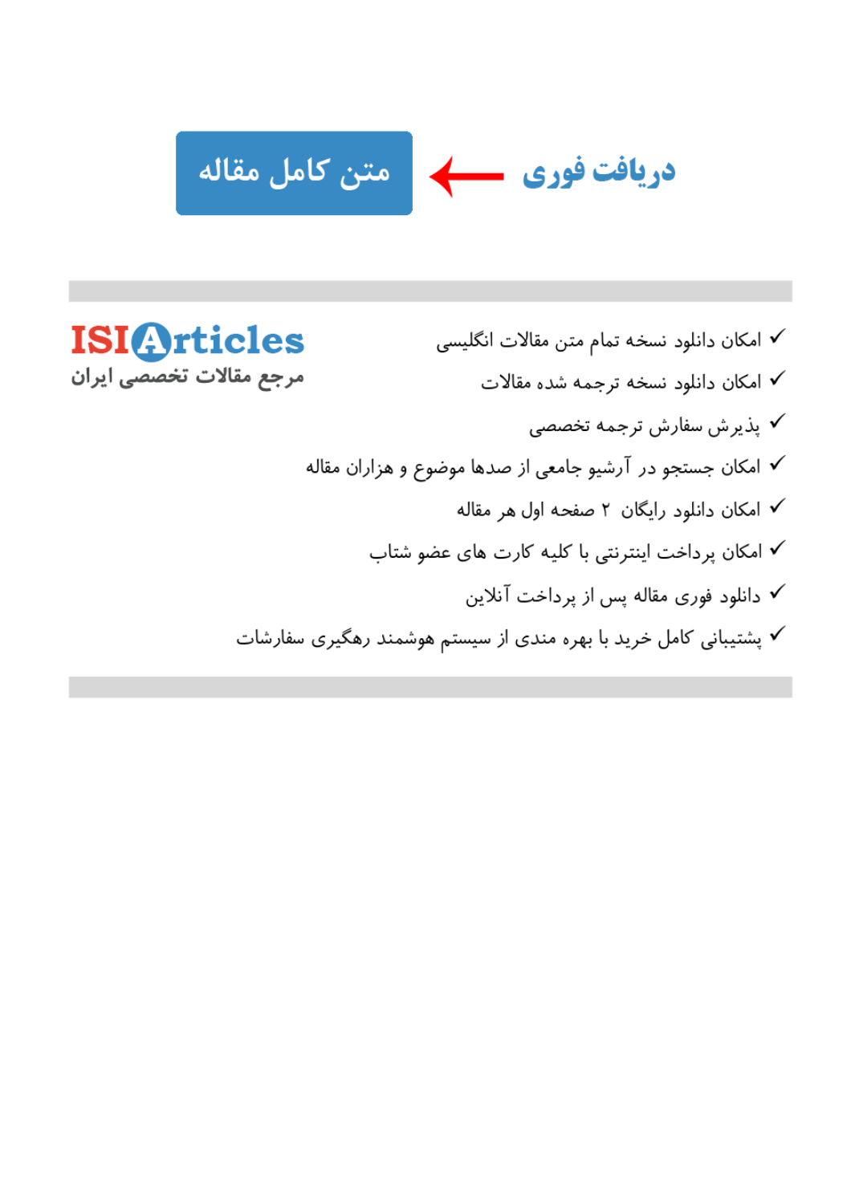دریافت فوری ← متن کامل مقاله

ISIArticles
مرجع مقالات تخصصی ایران

- ✓ امکان دانلود نسخه تمام متن مقالات انگلیسی
- ✓ امکان دانلود نسخه ترجمه شده مقالات
- ✓ پذیرش سفارش ترجمه تخصصی
- ✓ امکان جستجو در آرشیو جامعی از صدها موضوع و هزاران مقاله
- ✓ امکان دانلود رایگان ۲ صفحه اول هر مقاله
- ✓ امکان پرداخت اینترنتی با کلیه کارت های عضو شتاب
- ✓ دانلود فوری مقاله پس از پرداخت آنلاین
- ✓ پشتیبانی کامل خرید با بهره مندی از سیستم هوشمند رهگیری سفارشات